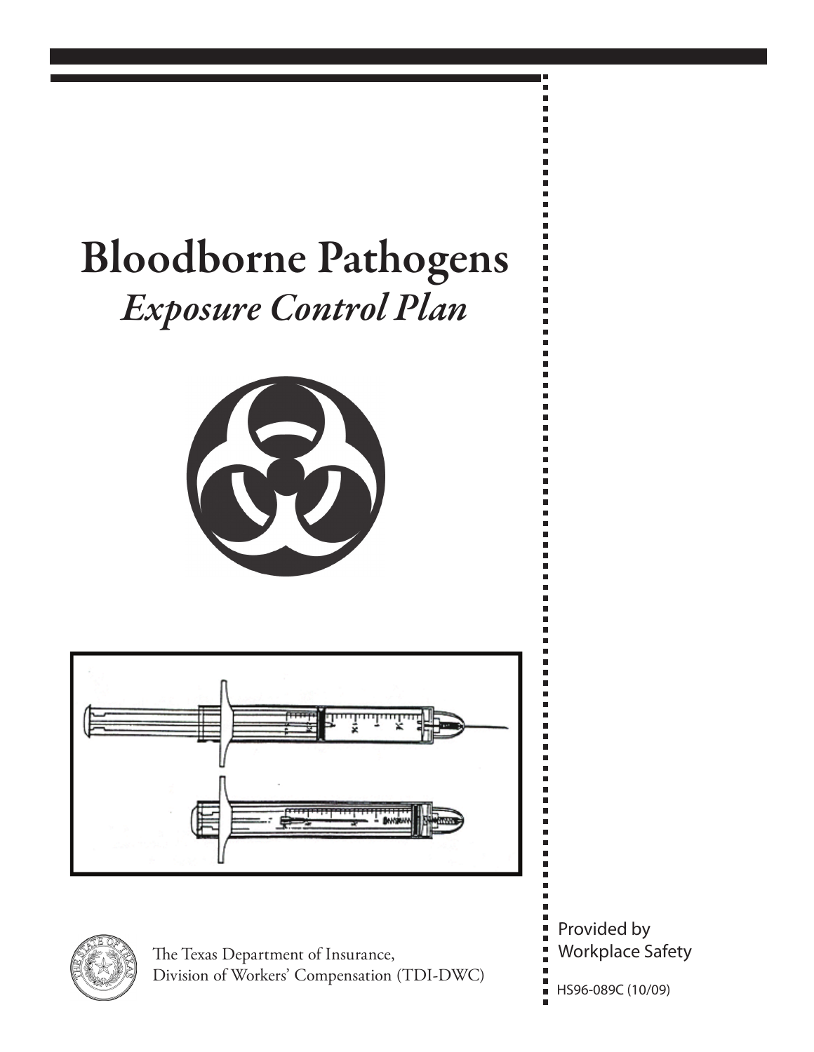# Bloodborne Pathogens

## *Exposure Control Plan*

The Texas Department of Insurance,
Division of Workers' Compensation (TDI-DWC)

Provided by
Workplace Safety

HS96-089C (10/09)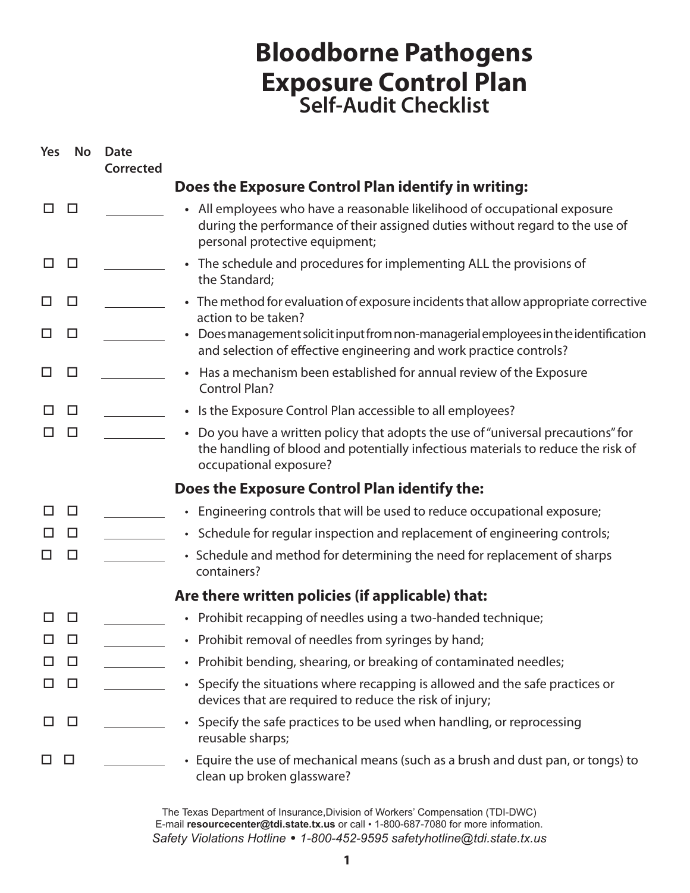# Bloodborne Pathogens Exposure Control Plan
## Self-Audit Checklist

| Yes | No | Date Corrected | |
|---|---|---|---|
| | | | **Does the Exposure Control Plan identify in writing:** |
| ☐ | ☐ | ________ | • All employees who have a reasonable likelihood of occupational exposure during the performance of their assigned duties without regard to the use of personal protective equipment; |
| ☐ | ☐ | ________ | • The schedule and procedures for implementing ALL the provisions of the Standard; |
| ☐ | ☐ | ________ | • The method for evaluation of exposure incidents that allow appropriate corrective action to be taken? |
| ☐ | ☐ | ________ | • Does management solicit input from non-managerial employees in the identification and selection of effective engineering and work practice controls? |
| ☐ | ☐ | ________ | • Has a mechanism been established for annual review of the Exposure Control Plan? |
| ☐ | ☐ | ________ | • Is the Exposure Control Plan accessible to all employees? |
| ☐ | ☐ | ________ | • Do you have a written policy that adopts the use of "universal precautions" for the handling of blood and potentially infectious materials to reduce the risk of occupational exposure? |
| | | | **Does the Exposure Control Plan identify the:** |
| ☐ | ☐ | ________ | • Engineering controls that will be used to reduce occupational exposure; |
| ☐ | ☐ | ________ | • Schedule for regular inspection and replacement of engineering controls; |
| ☐ | ☐ | ________ | • Schedule and method for determining the need for replacement of sharps containers? |
| | | | **Are there written policies (if applicable) that:** |
| ☐ | ☐ | ________ | • Prohibit recapping of needles using a two-handed technique; |
| ☐ | ☐ | ________ | • Prohibit removal of needles from syringes by hand; |
| ☐ | ☐ | ________ | • Prohibit bending, shearing, or breaking of contaminated needles; |
| ☐ | ☐ | ________ | • Specify the situations where recapping is allowed and the safe practices or devices that are required to reduce the risk of injury; |
| ☐ | ☐ | ________ | • Specify the safe practices to be used when handling, or reprocessing reusable sharps; |
| ☐ | ☐ | ________ | • Equire the use of mechanical means (such as a brush and dust pan, or tongs) to clean up broken glassware? |

The Texas Department of Insurance,Division of Workers' Compensation (TDI-DWC)
E-mail **resourcecenter@tdi.state.tx.us** or call • 1-800-687-7080 for more information.
*Safety Violations Hotline • 1-800-452-9595 safetyhotline@tdi.state.tx.us*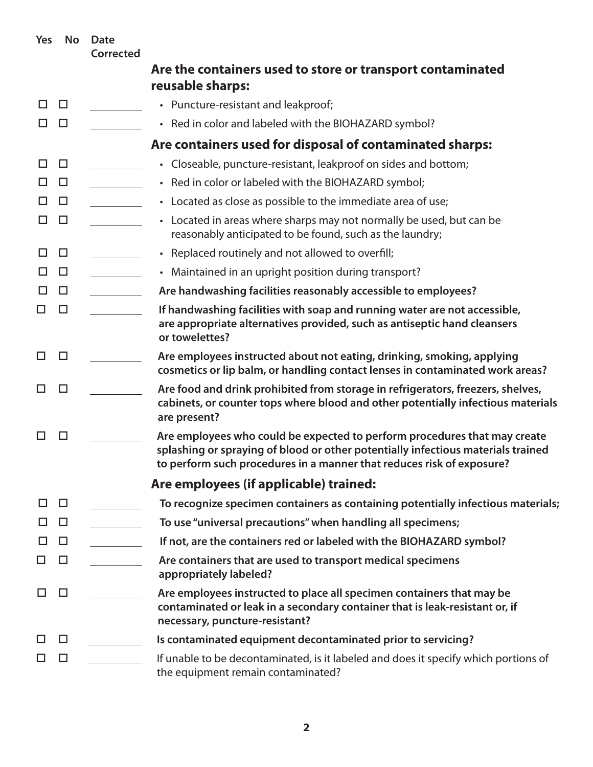| Yes | No | Date Corrected | |
|---|---|---|---|
| | | | **Are the containers used to store or transport contaminated reusable sharps:** |
| ☐ | ☐ | ______ | • Puncture-resistant and leakproof; |
| ☐ | ☐ | ______ | • Red in color and labeled with the BIOHAZARD symbol? |
| | | | **Are containers used for disposal of contaminated sharps:** |
| ☐ | ☐ | ______ | • Closeable, puncture-resistant, leakproof on sides and bottom; |
| ☐ | ☐ | ______ | • Red in color or labeled with the BIOHAZARD symbol; |
| ☐ | ☐ | ______ | • Located as close as possible to the immediate area of use; |
| ☐ | ☐ | ______ | • Located in areas where sharps may not normally be used, but can be reasonably anticipated to be found, such as the laundry; |
| ☐ | ☐ | ______ | • Replaced routinely and not allowed to overfill; |
| ☐ | ☐ | ______ | • Maintained in an upright position during transport? |
| ☐ | ☐ | ______ | **Are handwashing facilities reasonably accessible to employees?** |
| ☐ | ☐ | ______ | **If handwashing facilities with soap and running water are not accessible, are appropriate alternatives provided, such as antiseptic hand cleansers or towelettes?** |
| ☐ | ☐ | ______ | **Are employees instructed about not eating, drinking, smoking, applying cosmetics or lip balm, or handling contact lenses in contaminated work areas?** |
| ☐ | ☐ | ______ | **Are food and drink prohibited from storage in refrigerators, freezers, shelves, cabinets, or counter tops where blood and other potentially infectious materials are present?** |
| ☐ | ☐ | ______ | **Are employees who could be expected to perform procedures that may create splashing or spraying of blood or other potentially infectious materials trained to perform such procedures in a manner that reduces risk of exposure?** |
| | | | **Are employees (if applicable) trained:** |
| ☐ | ☐ | ______ | **To recognize specimen containers as containing potentially infectious materials;** |
| ☐ | ☐ | ______ | **To use "universal precautions" when handling all specimens;** |
| ☐ | ☐ | ______ | **If not, are the containers red or labeled with the BIOHAZARD symbol?** |
| ☐ | ☐ | ______ | **Are containers that are used to transport medical specimens appropriately labeled?** |
| ☐ | ☐ | ______ | **Are employees instructed to place all specimen containers that may be contaminated or leak in a secondary container that is leak-resistant or, if necessary, puncture-resistant?** |
| ☐ | ☐ | ______ | **Is contaminated equipment decontaminated prior to servicing?** |
| ☐ | ☐ | ______ | If unable to be decontaminated, is it labeled and does it specify which portions of the equipment remain contaminated? |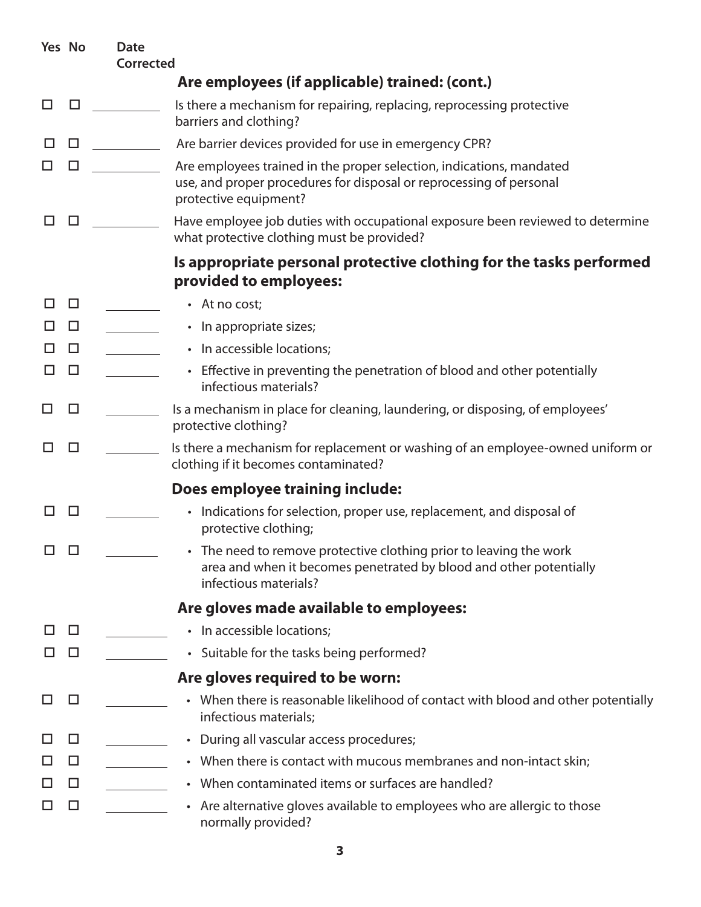| Yes | No | Date Corrected | |
|---|---|---|---|
| | | | **Are employees (if applicable) trained: (cont.)** |
| ☐ | ☐ | | Is there a mechanism for repairing, replacing, reprocessing protective barriers and clothing? |
| ☐ | ☐ | | Are barrier devices provided for use in emergency CPR? |
| ☐ | ☐ | | Are employees trained in the proper selection, indications, mandated use, and proper procedures for disposal or reprocessing of personal protective equipment? |
| ☐ | ☐ | | Have employee job duties with occupational exposure been reviewed to determine what protective clothing must be provided? |
| | | | **Is appropriate personal protective clothing for the tasks performed provided to employees:** |
| ☐ | ☐ | | • At no cost; |
| ☐ | ☐ | | • In appropriate sizes; |
| ☐ | ☐ | | • In accessible locations; |
| ☐ | ☐ | | • Effective in preventing the penetration of blood and other potentially infectious materials? |
| ☐ | ☐ | | Is a mechanism in place for cleaning, laundering, or disposing, of employees' protective clothing? |
| ☐ | ☐ | | Is there a mechanism for replacement or washing of an employee-owned uniform or clothing if it becomes contaminated? |
| | | | **Does employee training include:** |
| ☐ | ☐ | | • Indications for selection, proper use, replacement, and disposal of protective clothing; |
| ☐ | ☐ | | • The need to remove protective clothing prior to leaving the work area and when it becomes penetrated by blood and other potentially infectious materials? |
| | | | **Are gloves made available to employees:** |
| ☐ | ☐ | | • In accessible locations; |
| ☐ | ☐ | | • Suitable for the tasks being performed? |
| | | | **Are gloves required to be worn:** |
| ☐ | ☐ | | • When there is reasonable likelihood of contact with blood and other potentially infectious materials; |
| ☐ | ☐ | | • During all vascular access procedures; |
| ☐ | ☐ | | • When there is contact with mucous membranes and non-intact skin; |
| ☐ | ☐ | | • When contaminated items or surfaces are handled? |
| ☐ | ☐ | | • Are alternative gloves available to employees who are allergic to those normally provided? |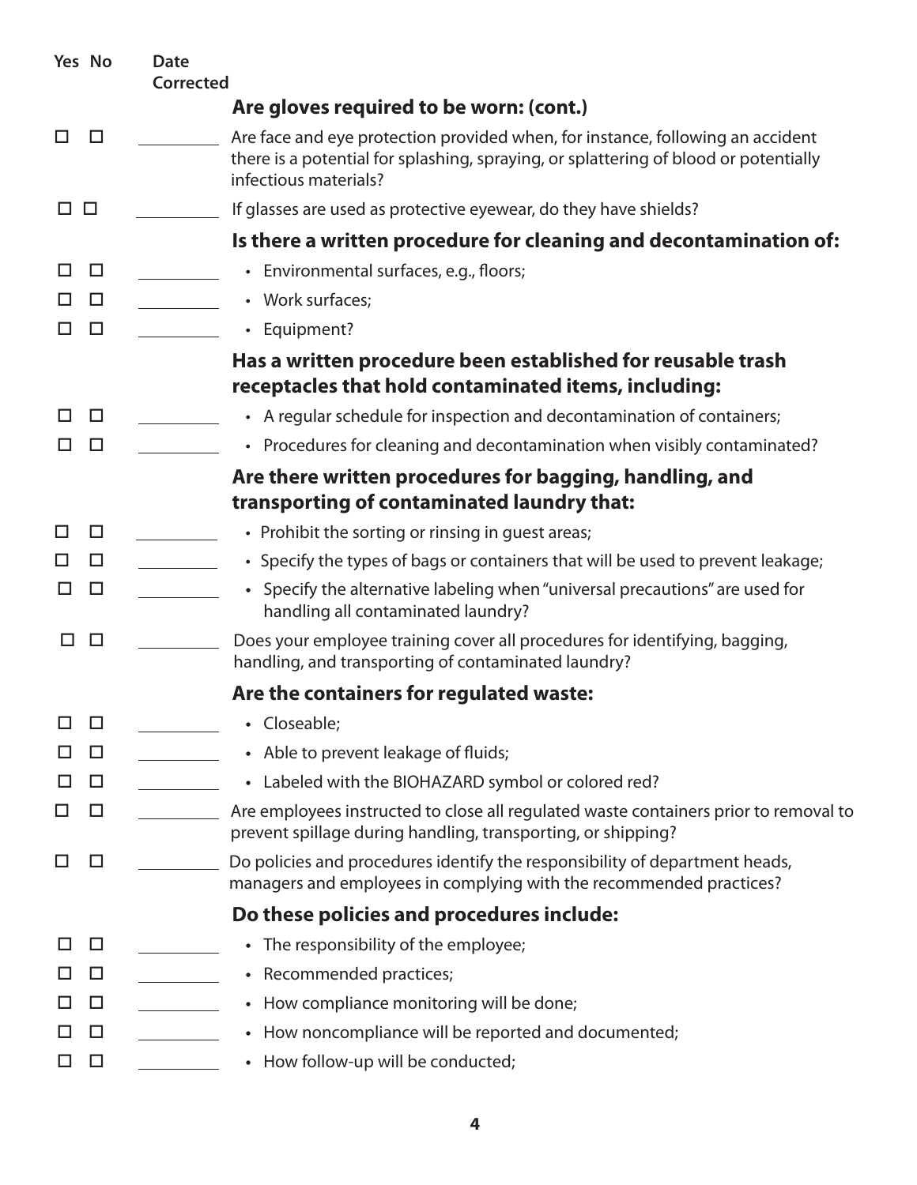| Yes | No | Date Corrected | |
|---|---|---|---|
| | | | **Are gloves required to be worn: (cont.)** |
| ☐ | ☐ | | Are face and eye protection provided when, for instance, following an accident there is a potential for splashing, spraying, or splattering of blood or potentially infectious materials? |
| ☐ | ☐ | | If glasses are used as protective eyewear, do they have shields? |
| | | | **Is there a written procedure for cleaning and decontamination of:** |
| ☐ | ☐ | | • Environmental surfaces, e.g., floors; |
| ☐ | ☐ | | • Work surfaces; |
| ☐ | ☐ | | • Equipment? |
| | | | **Has a written procedure been established for reusable trash receptacles that hold contaminated items, including:** |
| ☐ | ☐ | | • A regular schedule for inspection and decontamination of containers; |
| ☐ | ☐ | | • Procedures for cleaning and decontamination when visibly contaminated? |
| | | | **Are there written procedures for bagging, handling, and transporting of contaminated laundry that:** |
| ☐ | ☐ | | • Prohibit the sorting or rinsing in guest areas; |
| ☐ | ☐ | | • Specify the types of bags or containers that will be used to prevent leakage; |
| ☐ | ☐ | | • Specify the alternative labeling when "universal precautions" are used for handling all contaminated laundry? |
| ☐ | ☐ | | Does your employee training cover all procedures for identifying, bagging, handling, and transporting of contaminated laundry? |
| | | | **Are the containers for regulated waste:** |
| ☐ | ☐ | | • Closeable; |
| ☐ | ☐ | | • Able to prevent leakage of fluids; |
| ☐ | ☐ | | • Labeled with the BIOHAZARD symbol or colored red? |
| ☐ | ☐ | | Are employees instructed to close all regulated waste containers prior to removal to prevent spillage during handling, transporting, or shipping? |
| ☐ | ☐ | | Do policies and procedures identify the responsibility of department heads, managers and employees in complying with the recommended practices? |
| | | | **Do these policies and procedures include:** |
| ☐ | ☐ | | • The responsibility of the employee; |
| ☐ | ☐ | | • Recommended practices; |
| ☐ | ☐ | | • How compliance monitoring will be done; |
| ☐ | ☐ | | • How noncompliance will be reported and documented; |
| ☐ | ☐ | | • How follow-up will be conducted; |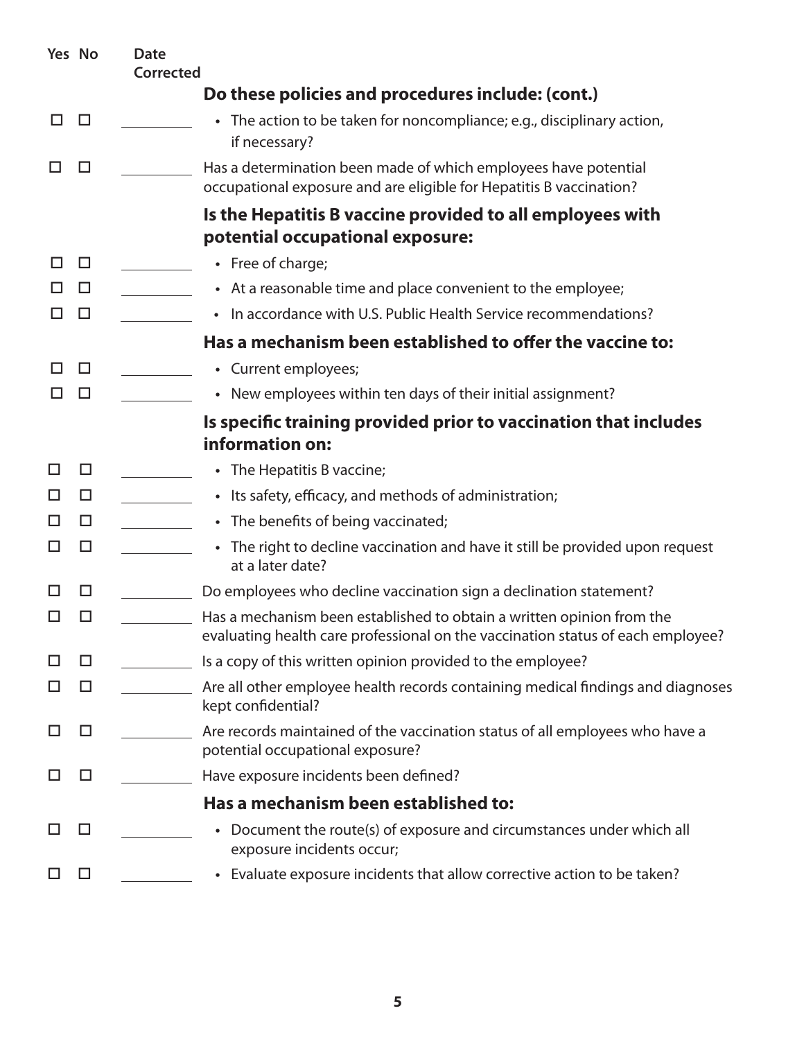| Yes | No | Date Corrected | |
|---|---|---|---|
| | | | **Do these policies and procedures include: (cont.)** |
| ☐ | ☐ | | • The action to be taken for noncompliance; e.g., disciplinary action, if necessary? |
| ☐ | ☐ | | Has a determination been made of which employees have potential occupational exposure and are eligible for Hepatitis B vaccination? |
| | | | **Is the Hepatitis B vaccine provided to all employees with potential occupational exposure:** |
| ☐ | ☐ | | • Free of charge; |
| ☐ | ☐ | | • At a reasonable time and place convenient to the employee; |
| ☐ | ☐ | | • In accordance with U.S. Public Health Service recommendations? |
| | | | **Has a mechanism been established to offer the vaccine to:** |
| ☐ | ☐ | | • Current employees; |
| ☐ | ☐ | | • New employees within ten days of their initial assignment? |
| | | | **Is specific training provided prior to vaccination that includes information on:** |
| ☐ | ☐ | | • The Hepatitis B vaccine; |
| ☐ | ☐ | | • Its safety, efficacy, and methods of administration; |
| ☐ | ☐ | | • The benefits of being vaccinated; |
| ☐ | ☐ | | • The right to decline vaccination and have it still be provided upon request at a later date? |
| ☐ | ☐ | | Do employees who decline vaccination sign a declination statement? |
| ☐ | ☐ | | Has a mechanism been established to obtain a written opinion from the evaluating health care professional on the vaccination status of each employee? |
| ☐ | ☐ | | Is a copy of this written opinion provided to the employee? |
| ☐ | ☐ | | Are all other employee health records containing medical findings and diagnoses kept confidential? |
| ☐ | ☐ | | Are records maintained of the vaccination status of all employees who have a potential occupational exposure? |
| ☐ | ☐ | | Have exposure incidents been defined? |
| | | | **Has a mechanism been established to:** |
| ☐ | ☐ | | • Document the route(s) of exposure and circumstances under which all exposure incidents occur; |
| ☐ | ☐ | | • Evaluate exposure incidents that allow corrective action to be taken? |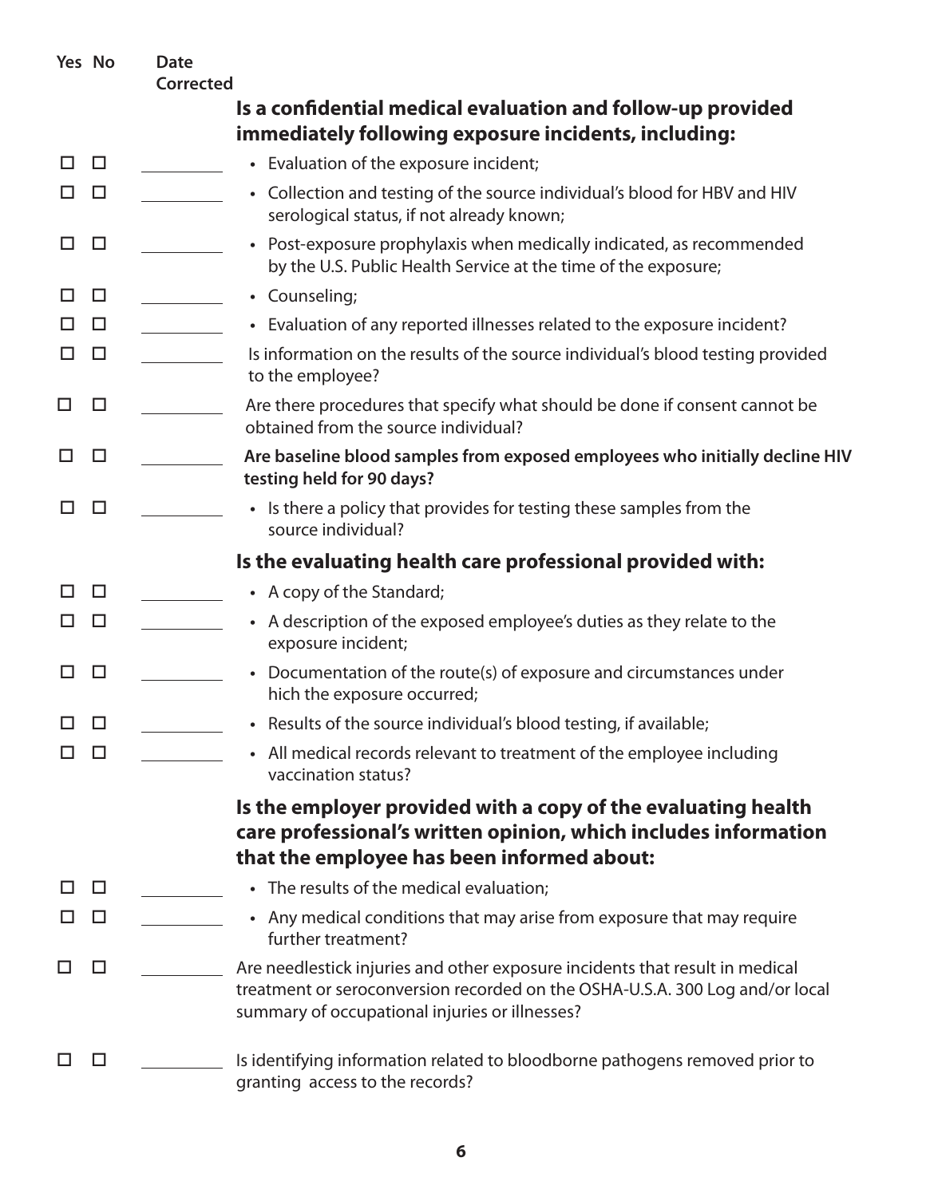| Yes | No | Date Corrected | |
|---|---|---|---|
| | | | **Is a confidential medical evaluation and follow-up provided immediately following exposure incidents, including:** |
| ☐ | ☐ | | • Evaluation of the exposure incident; |
| ☐ | ☐ | | • Collection and testing of the source individual's blood for HBV and HIV serological status, if not already known; |
| ☐ | ☐ | | • Post-exposure prophylaxis when medically indicated, as recommended by the U.S. Public Health Service at the time of the exposure; |
| ☐ | ☐ | | • Counseling; |
| ☐ | ☐ | | • Evaluation of any reported illnesses related to the exposure incident? |
| ☐ | ☐ | | Is information on the results of the source individual's blood testing provided to the employee? |
| ☐ | ☐ | | Are there procedures that specify what should be done if consent cannot be obtained from the source individual? |
| ☐ | ☐ | | **Are baseline blood samples from exposed employees who initially decline HIV testing held for 90 days?** |
| ☐ | ☐ | | • Is there a policy that provides for testing these samples from the source individual? |
| | | | **Is the evaluating health care professional provided with:** |
| ☐ | ☐ | | • A copy of the Standard; |
| ☐ | ☐ | | • A description of the exposed employee's duties as they relate to the exposure incident; |
| ☐ | ☐ | | • Documentation of the route(s) of exposure and circumstances under hich the exposure occurred; |
| ☐ | ☐ | | • Results of the source individual's blood testing, if available; |
| ☐ | ☐ | | • All medical records relevant to treatment of the employee including vaccination status? |
| | | | **Is the employer provided with a copy of the evaluating health care professional's written opinion, which includes information that the employee has been informed about:** |
| ☐ | ☐ | | • The results of the medical evaluation; |
| ☐ | ☐ | | • Any medical conditions that may arise from exposure that may require further treatment? |
| ☐ | ☐ | | Are needlestick injuries and other exposure incidents that result in medical treatment or seroconversion recorded on the OSHA-U.S.A. 300 Log and/or local summary of occupational injuries or illnesses? |
| ☐ | ☐ | | Is identifying information related to bloodborne pathogens removed prior to granting access to the records? |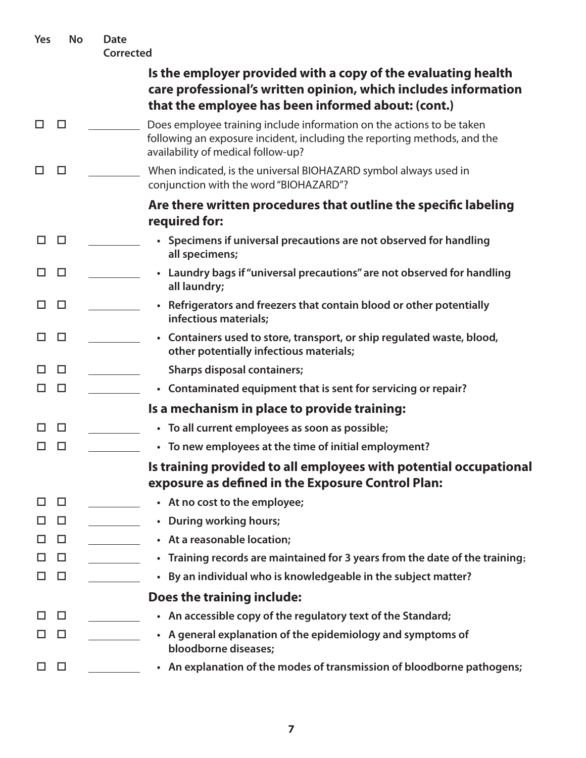| Yes | No | Date Corrected | |
|---|---|---|---|
| | | | **Is the employer provided with a copy of the evaluating health care professional's written opinion, which includes information that the employee has been informed about: (cont.)** |
| ☐ | ☐ | ______ | Does employee training include information on the actions to be taken following an exposure incident, including the reporting methods, and the availability of medical follow-up? |
| ☐ | ☐ | ______ | When indicated, is the universal BIOHAZARD symbol always used in conjunction with the word "BIOHAZARD"? |
| | | | **Are there written procedures that outline the specific labeling required for:** |
| ☐ | ☐ | ______ | • **Specimens if universal precautions are not observed for handling all specimens;** |
| ☐ | ☐ | ______ | • **Laundry bags if "universal precautions" are not observed for handling all laundry;** |
| ☐ | ☐ | ______ | • **Refrigerators and freezers that contain blood or other potentially infectious materials;** |
| ☐ | ☐ | ______ | • **Containers used to store, transport, or ship regulated waste, blood, other potentially infectious materials;** |
| ☐ | ☐ | ______ | **Sharps disposal containers;** |
| ☐ | ☐ | ______ | • **Contaminated equipment that is sent for servicing or repair?** |
| | | | **Is a mechanism in place to provide training:** |
| ☐ | ☐ | ______ | • **To all current employees as soon as possible;** |
| ☐ | ☐ | ______ | • **To new employees at the time of initial employment?** |
| | | | **Is training provided to all employees with potential occupational exposure as defined in the Exposure Control Plan:** |
| ☐ | ☐ | ______ | • **At no cost to the employee;** |
| ☐ | ☐ | ______ | • **During working hours;** |
| ☐ | ☐ | ______ | • **At a reasonable location;** |
| ☐ | ☐ | ______ | • **Training records are maintained for 3 years from the date of the training;** |
| ☐ | ☐ | ______ | • **By an individual who is knowledgeable in the subject matter?** |
| | | | **Does the training include:** |
| ☐ | ☐ | ______ | • **An accessible copy of the regulatory text of the Standard;** |
| ☐ | ☐ | ______ | • **A general explanation of the epidemiology and symptoms of bloodborne diseases;** |
| ☐ | ☐ | ______ | • **An explanation of the modes of transmission of bloodborne pathogens;** |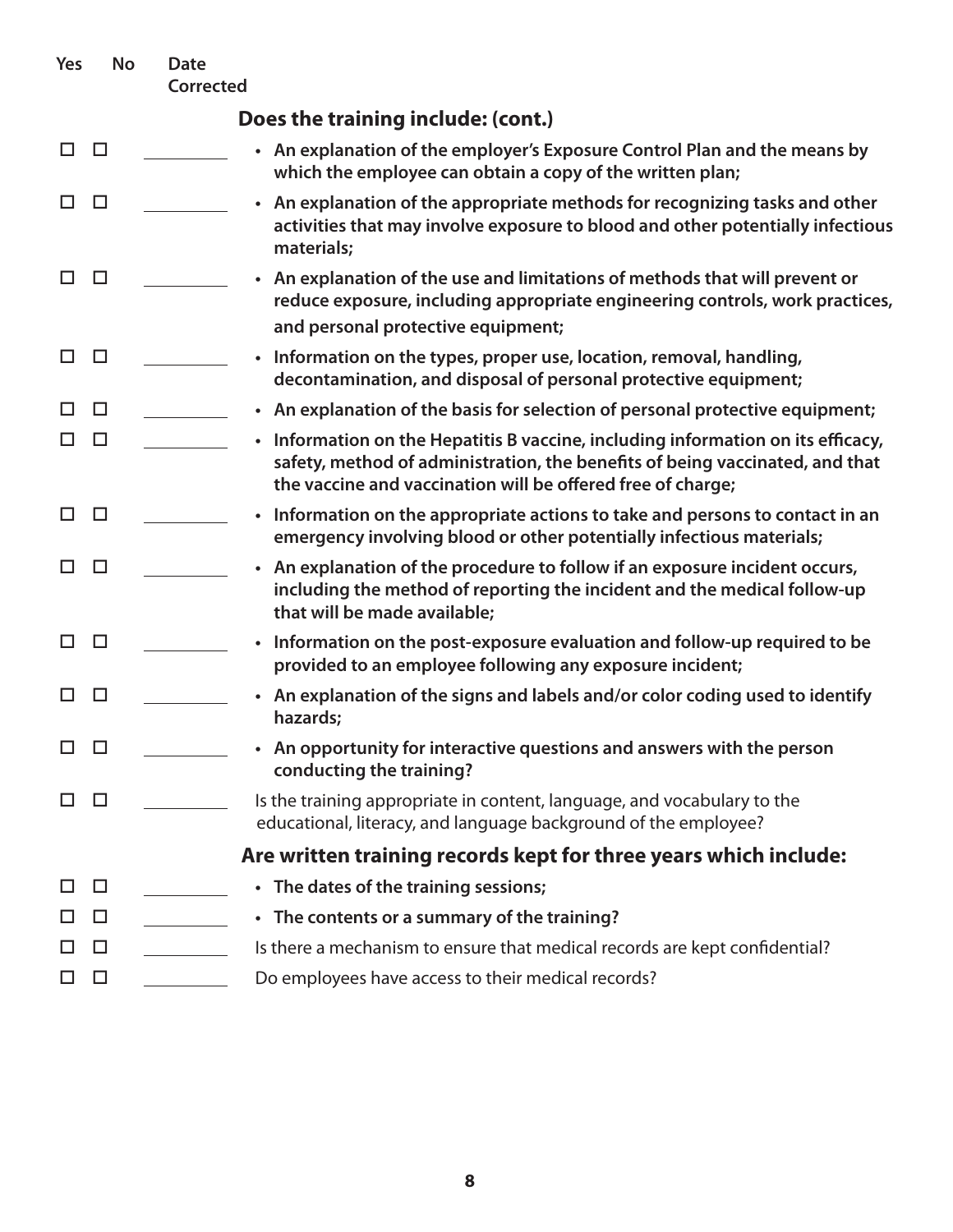| Yes | No | Date Corrected | |
|---|---|---|---|
| | | | **Does the training include: (cont.)** |
| ☐ | ☐ | | • **An explanation of the employer's Exposure Control Plan and the means by which the employee can obtain a copy of the written plan;** |
| ☐ | ☐ | | • **An explanation of the appropriate methods for recognizing tasks and other activities that may involve exposure to blood and other potentially infectious materials;** |
| ☐ | ☐ | | • **An explanation of the use and limitations of methods that will prevent or reduce exposure, including appropriate engineering controls, work practices, and personal protective equipment;** |
| ☐ | ☐ | | • **Information on the types, proper use, location, removal, handling, decontamination, and disposal of personal protective equipment;** |
| ☐ | ☐ | | • **An explanation of the basis for selection of personal protective equipment;** |
| ☐ | ☐ | | • **Information on the Hepatitis B vaccine, including information on its efficacy, safety, method of administration, the benefits of being vaccinated, and that the vaccine and vaccination will be offered free of charge;** |
| ☐ | ☐ | | • **Information on the appropriate actions to take and persons to contact in an emergency involving blood or other potentially infectious materials;** |
| ☐ | ☐ | | • **An explanation of the procedure to follow if an exposure incident occurs, including the method of reporting the incident and the medical follow-up that will be made available;** |
| ☐ | ☐ | | • **Information on the post-exposure evaluation and follow-up required to be provided to an employee following any exposure incident;** |
| ☐ | ☐ | | • **An explanation of the signs and labels and/or color coding used to identify hazards;** |
| ☐ | ☐ | | • **An opportunity for interactive questions and answers with the person conducting the training?** |
| ☐ | ☐ | | Is the training appropriate in content, language, and vocabulary to the educational, literacy, and language background of the employee? |
| | | | **Are written training records kept for three years which include:** |
| ☐ | ☐ | | • **The dates of the training sessions;** |
| ☐ | ☐ | | • **The contents or a summary of the training?** |
| ☐ | ☐ | | Is there a mechanism to ensure that medical records are kept confidential? |
| ☐ | ☐ | | Do employees have access to their medical records? |